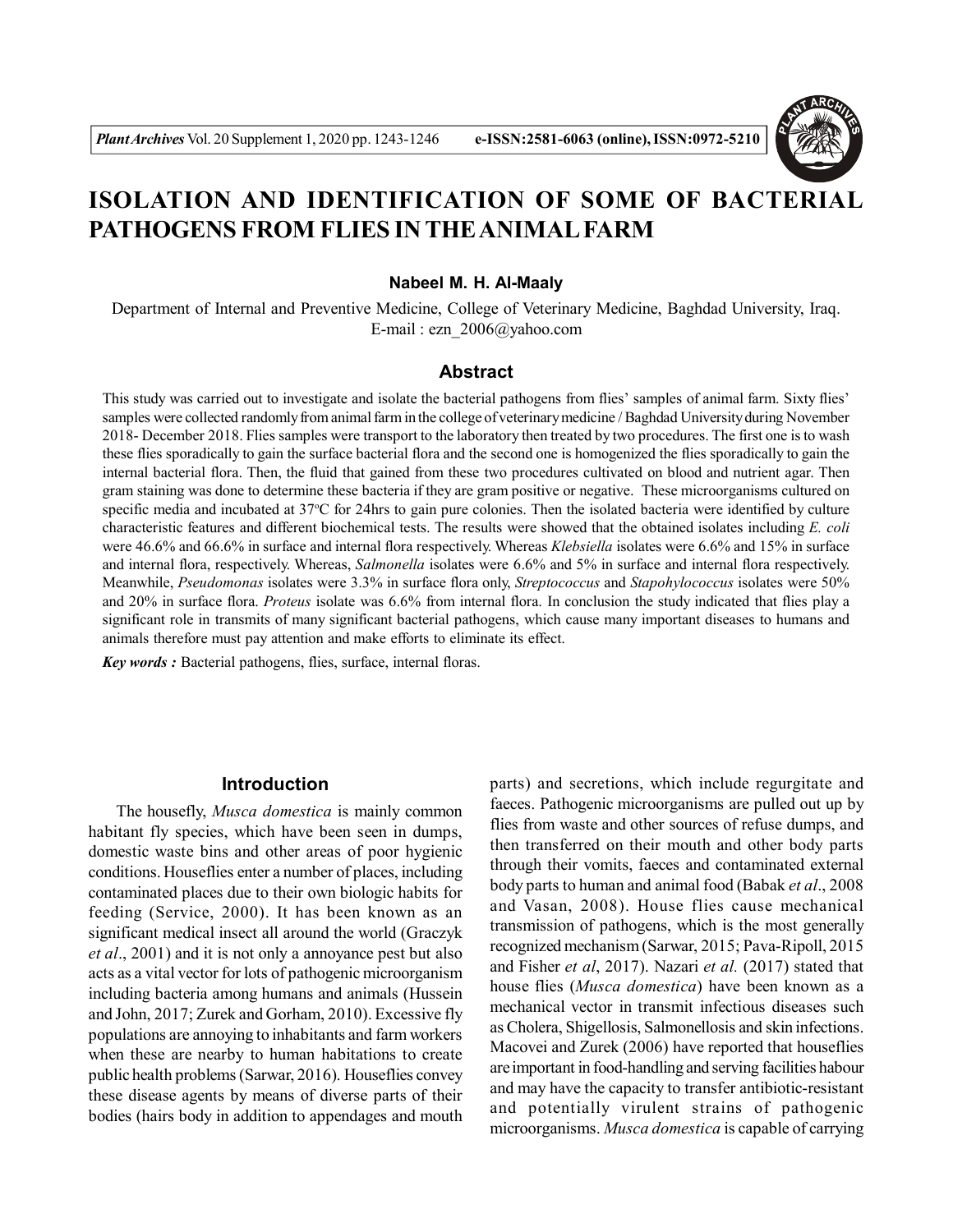# ISOLATION AND IDENTIFICATION OF SOME OF BACTERIAL PATHOGENS FROM FLIES IN THE ANIMAL FARM

**Nabeel M. H. Al-Maaly**

Department of Internal and Preventive Medicine, College of Veterinary Medicine, Baghdad University, Iraq.
E-mail : ezn_2006@yahoo.com

## Abstract

This study was carried out to investigate and isolate the bacterial pathogens from flies' samples of animal farm. Sixty flies' samples were collected randomly from animal farm in the college of veterinary medicine / Baghdad University during November 2018- December 2018. Flies samples were transport to the laboratory then treated by two procedures. The first one is to wash these flies sporadically to gain the surface bacterial flora and the second one is homogenized the flies sporadically to gain the internal bacterial flora. Then, the fluid that gained from these two procedures cultivated on blood and nutrient agar. Then gram staining was done to determine these bacteria if they are gram positive or negative. These microorganisms cultured on specific media and incubated at 37°C for 24hrs to gain pure colonies. Then the isolated bacteria were identified by culture characteristic features and different biochemical tests. The results were showed that the obtained isolates including *E. coli* were 46.6% and 66.6% in surface and internal flora respectively. Whereas *Klebsiella* isolates were 6.6% and 15% in surface and internal flora, respectively. Whereas, *Salmonella* isolates were 6.6% and 5% in surface and internal flora respectively. Meanwhile, *Pseudomonas* isolates were 3.3% in surface flora only, *Streptococcus* and *Stapohylococcus* isolates were 50% and 20% in surface flora. *Proteus* isolate was 6.6% from internal flora. In conclusion the study indicated that flies play a significant role in transmits of many significant bacterial pathogens, which cause many important diseases to humans and animals therefore must pay attention and make efforts to eliminate its effect.

***Key words :*** Bacterial pathogens, flies, surface, internal floras.

## Introduction

The housefly, *Musca domestica* is mainly common habitant fly species, which have been seen in dumps, domestic waste bins and other areas of poor hygienic conditions. Houseflies enter a number of places, including contaminated places due to their own biologic habits for feeding (Service, 2000). It has been known as an significant medical insect all around the world (Graczyk *et al*., 2001) and it is not only a annoyance pest but also acts as a vital vector for lots of pathogenic microorganism including bacteria among humans and animals (Hussein and John, 2017; Zurek and Gorham, 2010). Excessive fly populations are annoying to inhabitants and farm workers when these are nearby to human habitations to create public health problems (Sarwar, 2016). Houseflies convey these disease agents by means of diverse parts of their bodies (hairs body in addition to appendages and mouth parts) and secretions, which include regurgitate and faeces. Pathogenic microorganisms are pulled out up by flies from waste and other sources of refuse dumps, and then transferred on their mouth and other body parts through their vomits, faeces and contaminated external body parts to human and animal food (Babak *et al*., 2008 and Vasan, 2008). House flies cause mechanical transmission of pathogens, which is the most generally recognized mechanism (Sarwar, 2015; Pava-Ripoll, 2015 and Fisher *et al*, 2017). Nazari *et al.* (2017) stated that house flies (*Musca domestica*) have been known as a mechanical vector in transmit infectious diseases such as Cholera, Shigellosis, Salmonellosis and skin infections. Macovei and Zurek (2006) have reported that houseflies are important in food-handling and serving facilities habour and may have the capacity to transfer antibiotic-resistant and potentially virulent strains of pathogenic microorganisms. *Musca domestica* is capable of carrying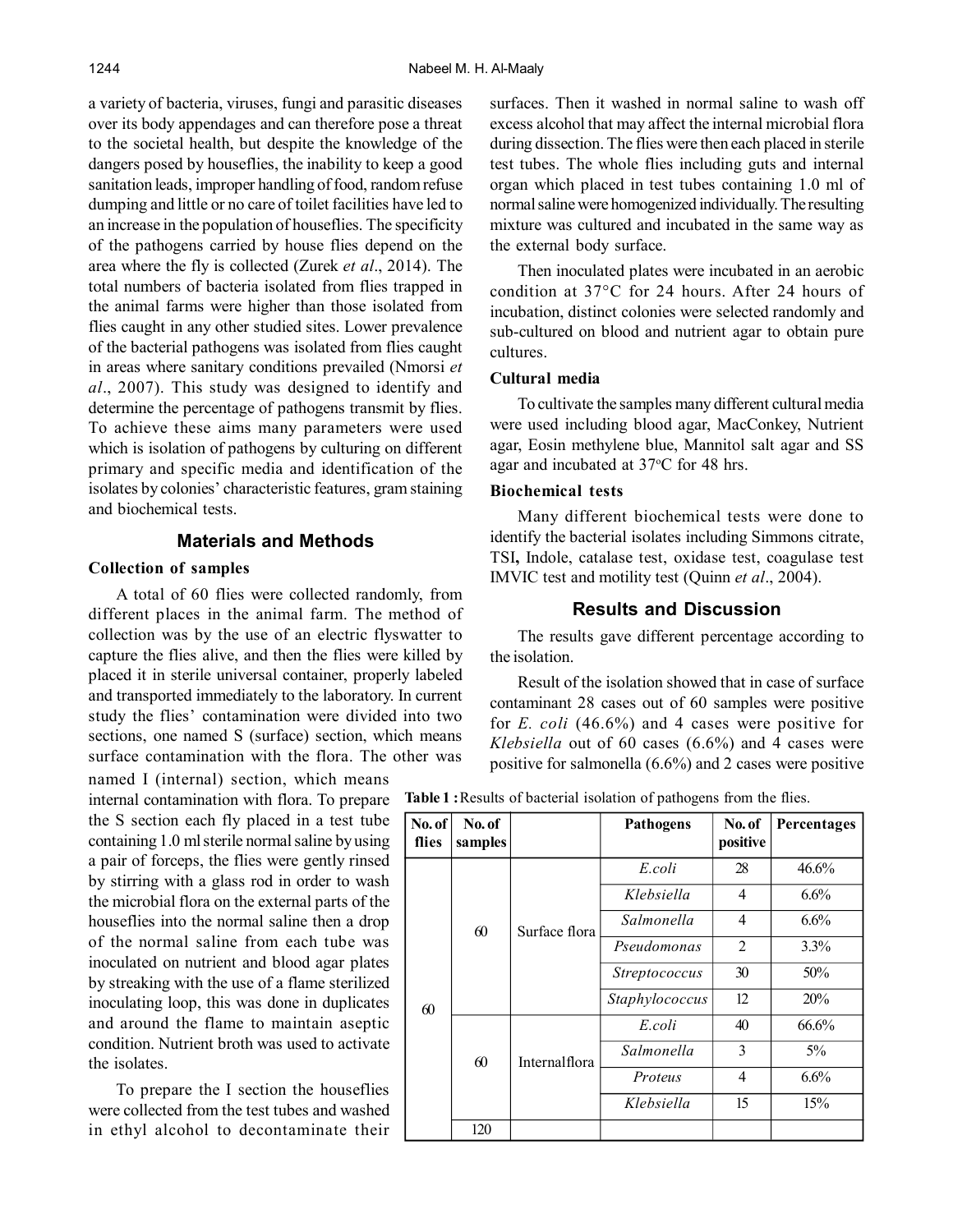a variety of bacteria, viruses, fungi and parasitic diseases over its body appendages and can therefore pose a threat to the societal health, but despite the knowledge of the dangers posed by houseflies, the inability to keep a good sanitation leads, improper handling of food, random refuse dumping and little or no care of toilet facilities have led to an increase in the population of houseflies. The specificity of the pathogens carried by house flies depend on the area where the fly is collected (Zurek *et al*., 2014). The total numbers of bacteria isolated from flies trapped in the animal farms were higher than those isolated from flies caught in any other studied sites. Lower prevalence of the bacterial pathogens was isolated from flies caught in areas where sanitary conditions prevailed (Nmorsi *et al*., 2007). This study was designed to identify and determine the percentage of pathogens transmit by flies. To achieve these aims many parameters were used which is isolation of pathogens by culturing on different primary and specific media and identification of the isolates by colonies' characteristic features, gram staining and biochemical tests.

## Materials and Methods

### Collection of samples

A total of 60 flies were collected randomly, from different places in the animal farm. The method of collection was by the use of an electric flyswatter to capture the flies alive, and then the flies were killed by placed it in sterile universal container, properly labeled and transported immediately to the laboratory. In current study the flies' contamination were divided into two sections, one named S (surface) section, which means surface contamination with the flora. The other was named I (internal) section, which means internal contamination with flora. To prepare the S section each fly placed in a test tube containing 1.0 ml sterile normal saline by using a pair of forceps, the flies were gently rinsed by stirring with a glass rod in order to wash the microbial flora on the external parts of the houseflies into the normal saline then a drop of the normal saline from each tube was inoculated on nutrient and blood agar plates by streaking with the use of a flame sterilized inoculating loop, this was done in duplicates and around the flame to maintain aseptic condition. Nutrient broth was used to activate the isolates.

To prepare the I section the houseflies were collected from the test tubes and washed in ethyl alcohol to decontaminate their surfaces. Then it washed in normal saline to wash off excess alcohol that may affect the internal microbial flora during dissection. The flies were then each placed in sterile test tubes. The whole flies including guts and internal organ which placed in test tubes containing 1.0 ml of normal saline were homogenized individually. The resulting mixture was cultured and incubated in the same way as the external body surface.

Then inoculated plates were incubated in an aerobic condition at 37°C for 24 hours. After 24 hours of incubation, distinct colonies were selected randomly and sub-cultured on blood and nutrient agar to obtain pure cultures.

### Cultural media

To cultivate the samples many different cultural media were used including blood agar, MacConkey, Nutrient agar, Eosin methylene blue, Mannitol salt agar and SS agar and incubated at 37°C for 48 hrs.

### Biochemical tests

Many different biochemical tests were done to identify the bacterial isolates including Simmons citrate, TSI, Indole, catalase test, oxidase test, coagulase test IMVIC test and motility test (Quinn *et al*., 2004).

## Results and Discussion

The results gave different percentage according to the isolation.

Result of the isolation showed that in case of surface contaminant 28 cases out of 60 samples were positive for *E. coli* (46.6%) and 4 cases were positive for *Klebsiella* out of 60 cases (6.6%) and 4 cases were positive for salmonella (6.6%) and 2 cases were positive

**Table 1 :** Results of bacterial isolation of pathogens from the flies.

| No. of flies | No. of samples | | Pathogens | No. of positive | Percentages |
|---|---|---|---|---|---|
| 60 | 60 | Surface flora | *E.coli* | 28 | 46.6% |
| | | | *Klebsiella* | 4 | 6.6% |
| | | | *Salmonella* | 4 | 6.6% |
| | | | *Pseudomonas* | 2 | 3.3% |
| | | | *Streptococcus* | 30 | 50% |
| | | | *Staphylococcus* | 12 | 20% |
| | 60 | Internal flora | *E.coli* | 40 | 66.6% |
| | | | *Salmonella* | 3 | 5% |
| | | | *Proteus* | 4 | 6.6% |
| | | | *Klebsiella* | 15 | 15% |
| | 120 | | | | |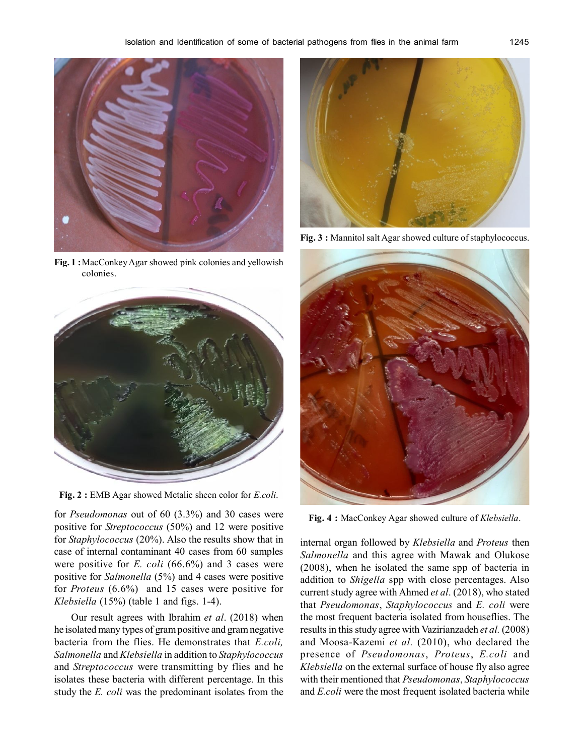Fig. 1 : MacConkey Agar showed pink colonies and yellowish colonies.

Fig. 2 : EMB Agar showed Metalic sheen color for *E.coli*.

for *Pseudomonas* out of 60 (3.3%) and 30 cases were positive for *Streptococcus* (50%) and 12 were positive for *Staphylococcus* (20%). Also the results show that in case of internal contaminant 40 cases from 60 samples were positive for *E. coli* (66.6%) and 3 cases were positive for *Salmonella* (5%) and 4 cases were positive for *Proteus* (6.6%) and 15 cases were positive for *Klebsiella* (15%) (table 1 and figs. 1-4).

Our result agrees with Ibrahim *et al*. (2018) when he isolated many types of gram positive and gram negative bacteria from the flies. He demonstrates that *E.coli, Salmonella* and *Klebsiella* in addition to *Staphylococcus* and *Streptococcus* were transmitting by flies and he isolates these bacteria with different percentage. In this study the *E. coli* was the predominant isolates from the internal organ followed by *Klebsiella* and *Proteus* then *Salmonella* and this agree with Mawak and Olukose (2008), when he isolated the same spp of bacteria in addition to *Shigella* spp with close percentages. Also current study agree with Ahmed *et al*. (2018), who stated that *Pseudomonas*, *Staphylococcus* and *E. coli* were the most frequent bacteria isolated from houseflies. The results in this study agree with Vazirianzadeh *et al.* (2008) and Moosa-Kazemi *et al.* (2010), who declared the presence of *Pseudomonas*, *Proteus*, *E.coli* and *Klebsiella* on the external surface of house fly also agree with their mentioned that *Pseudomonas*, *Staphylococcus* and *E.coli* were the most frequent isolated bacteria while

Fig. 3 : Mannitol salt Agar showed culture of staphylococcus.

Fig. 4 : MacConkey Agar showed culture of *Klebsiella*.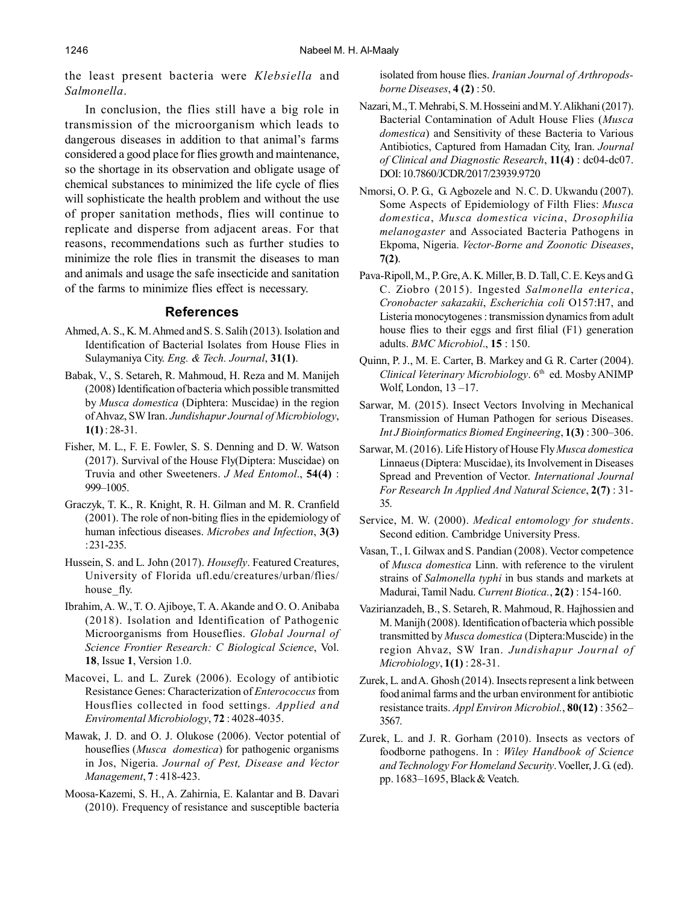the least present bacteria were *Klebsiella* and *Salmonella*.

In conclusion, the flies still have a big role in transmission of the microorganism which leads to dangerous diseases in addition to that animal's farms considered a good place for flies growth and maintenance, so the shortage in its observation and obligate usage of chemical substances to minimized the life cycle of flies will sophisticate the health problem and without the use of proper sanitation methods, flies will continue to replicate and disperse from adjacent areas. For that reasons, recommendations such as further studies to minimize the role flies in transmit the diseases to man and animals and usage the safe insecticide and sanitation of the farms to minimize flies effect is necessary.

## References

Ahmed, A. S., K. M. Ahmed and S. S. Salih (2013). Isolation and Identification of Bacterial Isolates from House Flies in Sulaymaniya City. *Eng. & Tech. Journal*, **31(1)**.

Babak, V., S. Setareh, R. Mahmoud, H. Reza and M. Manijeh (2008) Identification of bacteria which possible transmitted by *Musca domestica* (Diphtera: Muscidae) in the region of Ahvaz, SW Iran. *Jundishapur Journal of Microbiology*, **1(1)** : 28-31.

Fisher, M. L., F. E. Fowler, S. S. Denning and D. W. Watson (2017). Survival of the House Fly(Diptera: Muscidae) on Truvia and other Sweeteners. *J Med Entomol*., **54(4)** : 999–1005.

Graczyk, T. K., R. Knight, R. H. Gilman and M. R. Cranfield (2001). The role of non-biting flies in the epidemiology of human infectious diseases. *Microbes and Infection*, **3(3)** : 231-235.

Hussein, S. and L. John (2017). *Housefly*. Featured Creatures, University of Florida ufl.edu/creatures/urban/flies/house_fly.

Ibrahim, A. W., T. O. Ajiboye, T. A. Akande and O. O. Anibaba (2018). Isolation and Identification of Pathogenic Microorganisms from Houseflies. *Global Journal of Science Frontier Research: C Biological Science*, Vol. **18**, Issue **1**, Version 1.0.

Macovei, L. and L. Zurek (2006). Ecology of antibiotic Resistance Genes: Characterization of *Enterococcus* from Housflies collected in food settings. *Applied and Enviromental Microbiology*, **72** : 4028-4035.

Mawak, J. D. and O. J. Olukose (2006). Vector potential of houseflies (*Musca domestica*) for pathogenic organisms in Jos, Nigeria. *Journal of Pest, Disease and Vector Management*, **7** : 418-423.

Moosa-Kazemi, S. H., A. Zahirnia, E. Kalantar and B. Davari (2010). Frequency of resistance and susceptible bacteria isolated from house flies. *Iranian Journal of Arthropods-borne Diseases*, **4 (2)** : 50.

Nazari, M., T. Mehrabi, S. M. Hosseini and M. Y. Alikhani (2017). Bacterial Contamination of Adult House Flies (*Musca domestica*) and Sensitivity of these Bacteria to Various Antibiotics, Captured from Hamadan City, Iran. *Journal of Clinical and Diagnostic Research*, **11(4)** : dc04-dc07. DOI: 10.7860/JCDR/2017/23939.9720

Nmorsi, O. P. G., G. Agbozele and N. C. D. Ukwandu (2007). Some Aspects of Epidemiology of Filth Flies: *Musca domestica*, *Musca domestica vicina*, *Drosophilia melanogaster* and Associated Bacteria Pathogens in Ekpoma, Nigeria. *Vector-Borne and Zoonotic Diseases*, **7(2)**.

Pava-Ripoll, M., P. Gre, A. K. Miller, B. D. Tall, C. E. Keys and G. C. Ziobro (2015). Ingested *Salmonella enterica*, *Cronobacter sakazakii*, *Escherichia coli* O157:H7, and Listeria monocytogenes : transmission dynamics from adult house flies to their eggs and first filial (F1) generation adults. *BMC Microbiol*., **15** : 150.

Quinn, P. J., M. E. Carter, B. Markey and G. R. Carter (2004). *Clinical Veterinary Microbiology*. 6th ed. Mosby ANIMP Wolf, London, 13 –17.

Sarwar, M. (2015). Insect Vectors Involving in Mechanical Transmission of Human Pathogen for serious Diseases. *Int J Bioinformatics Biomed Engineering*, **1(3)** : 300–306.

Sarwar, M. (2016). Life History of House Fly *Musca domestica* Linnaeus (Diptera: Muscidae), its Involvement in Diseases Spread and Prevention of Vector. *International Journal For Research In Applied And Natural Science*, **2(7)** : 31-35.

Service, M. W. (2000). *Medical entomology for students*. Second edition. Cambridge University Press.

Vasan, T., I. Gilwax and S. Pandian (2008). Vector competence of *Musca domestica* Linn. with reference to the virulent strains of *Salmonella typhi* in bus stands and markets at Madurai, Tamil Nadu. *Current Biotica.*, **2(2)** : 154-160.

Vazirianzadeh, B., S. Setareh, R. Mahmoud, R. Hajhossien and M. Manijh (2008). Identification of bacteria which possible transmitted by *Musca domestica* (Diptera:Muscide) in the region Ahvaz, SW Iran. *Jundishapur Journal of Microbiology*, **1(1)** : 28-31.

Zurek, L. and A. Ghosh (2014). Insects represent a link between food animal farms and the urban environment for antibiotic resistance traits. *Appl Environ Microbiol.*, **80(12)** : 3562–3567.

Zurek, L. and J. R. Gorham (2010). Insects as vectors of foodborne pathogens. In : *Wiley Handbook of Science and Technology For Homeland Security*. Voeller, J. G. (ed). pp. 1683–1695, Black & Veatch.